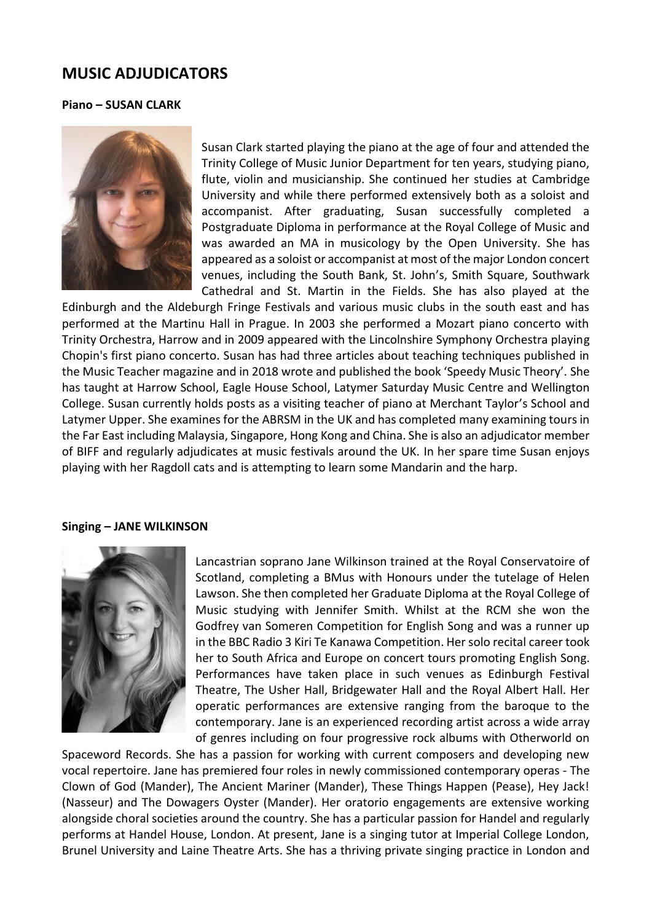# MUSIC ADJUDICATORS

### Piano – SUSAN CLARK

Susan Clark started playing the piano at the age of four and attended the Trinity College of Music Junior Department for ten years, studying piano, flute, violin and musicianship. She continued her studies at Cambridge University and while there performed extensively both as a soloist and accompanist. After graduating, Susan successfully completed a Postgraduate Diploma in performance at the Royal College of Music and was awarded an MA in musicology by the Open University. She has appeared as a soloist or accompanist at most of the major London concert venues, including the South Bank, St. John's, Smith Square, Southwark Cathedral and St. Martin in the Fields. She has also played at the Edinburgh and the Aldeburgh Fringe Festivals and various music clubs in the south east and has performed at the Martinu Hall in Prague. In 2003 she performed a Mozart piano concerto with Trinity Orchestra, Harrow and in 2009 appeared with the Lincolnshire Symphony Orchestra playing Chopin's first piano concerto. Susan has had three articles about teaching techniques published in the Music Teacher magazine and in 2018 wrote and published the book 'Speedy Music Theory'. She has taught at Harrow School, Eagle House School, Latymer Saturday Music Centre and Wellington College. Susan currently holds posts as a visiting teacher of piano at Merchant Taylor's School and Latymer Upper. She examines for the ABRSM in the UK and has completed many examining tours in the Far East including Malaysia, Singapore, Hong Kong and China. She is also an adjudicator member of BIFF and regularly adjudicates at music festivals around the UK. In her spare time Susan enjoys playing with her Ragdoll cats and is attempting to learn some Mandarin and the harp.

### Singing – JANE WILKINSON

Lancastrian soprano Jane Wilkinson trained at the Royal Conservatoire of Scotland, completing a BMus with Honours under the tutelage of Helen Lawson. She then completed her Graduate Diploma at the Royal College of Music studying with Jennifer Smith. Whilst at the RCM she won the Godfrey van Someren Competition for English Song and was a runner up in the BBC Radio 3 Kiri Te Kanawa Competition. Her solo recital career took her to South Africa and Europe on concert tours promoting English Song. Performances have taken place in such venues as Edinburgh Festival Theatre, The Usher Hall, Bridgewater Hall and the Royal Albert Hall. Her operatic performances are extensive ranging from the baroque to the contemporary. Jane is an experienced recording artist across a wide array of genres including on four progressive rock albums with Otherworld on Spaceword Records. She has a passion for working with current composers and developing new vocal repertoire. Jane has premiered four roles in newly commissioned contemporary operas - The Clown of God (Mander), The Ancient Mariner (Mander), These Things Happen (Pease), Hey Jack! (Nasseur) and The Dowagers Oyster (Mander). Her oratorio engagements are extensive working alongside choral societies around the country. She has a particular passion for Handel and regularly performs at Handel House, London. At present, Jane is a singing tutor at Imperial College London, Brunel University and Laine Theatre Arts. She has a thriving private singing practice in London and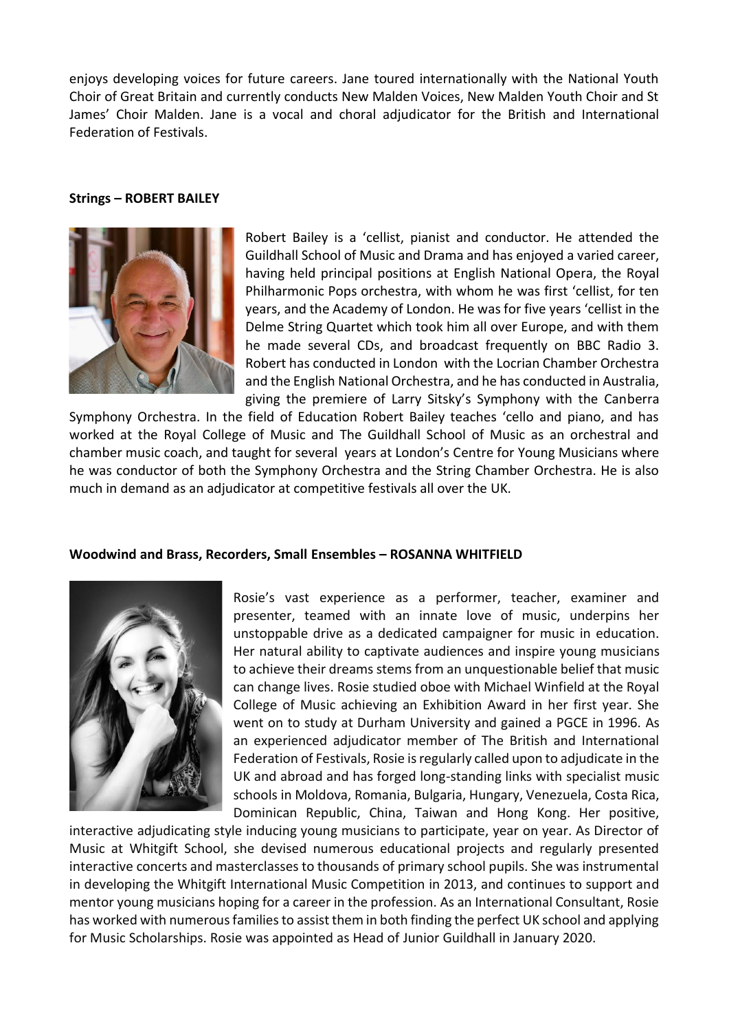enjoys developing voices for future careers. Jane toured internationally with the National Youth Choir of Great Britain and currently conducts New Malden Voices, New Malden Youth Choir and St James' Choir Malden. Jane is a vocal and choral adjudicator for the British and International Federation of Festivals.

**Strings – ROBERT BAILEY**

Robert Bailey is a 'cellist, pianist and conductor. He attended the Guildhall School of Music and Drama and has enjoyed a varied career, having held principal positions at English National Opera, the Royal Philharmonic Pops orchestra, with whom he was first 'cellist, for ten years, and the Academy of London. He was for five years 'cellist in the Delme String Quartet which took him all over Europe, and with them he made several CDs, and broadcast frequently on BBC Radio 3. Robert has conducted in London with the Locrian Chamber Orchestra and the English National Orchestra, and he has conducted in Australia, giving the premiere of Larry Sitsky's Symphony with the Canberra Symphony Orchestra. In the field of Education Robert Bailey teaches 'cello and piano, and has worked at the Royal College of Music and The Guildhall School of Music as an orchestral and chamber music coach, and taught for several years at London's Centre for Young Musicians where he was conductor of both the Symphony Orchestra and the String Chamber Orchestra. He is also much in demand as an adjudicator at competitive festivals all over the UK.

**Woodwind and Brass, Recorders, Small Ensembles – ROSANNA WHITFIELD**

Rosie's vast experience as a performer, teacher, examiner and presenter, teamed with an innate love of music, underpins her unstoppable drive as a dedicated campaigner for music in education. Her natural ability to captivate audiences and inspire young musicians to achieve their dreams stems from an unquestionable belief that music can change lives. Rosie studied oboe with Michael Winfield at the Royal College of Music achieving an Exhibition Award in her first year. She went on to study at Durham University and gained a PGCE in 1996. As an experienced adjudicator member of The British and International Federation of Festivals, Rosie is regularly called upon to adjudicate in the UK and abroad and has forged long-standing links with specialist music schools in Moldova, Romania, Bulgaria, Hungary, Venezuela, Costa Rica, Dominican Republic, China, Taiwan and Hong Kong. Her positive, interactive adjudicating style inducing young musicians to participate, year on year. As Director of Music at Whitgift School, she devised numerous educational projects and regularly presented interactive concerts and masterclasses to thousands of primary school pupils. She was instrumental in developing the Whitgift International Music Competition in 2013, and continues to support and mentor young musicians hoping for a career in the profession. As an International Consultant, Rosie has worked with numerous families to assist them in both finding the perfect UK school and applying for Music Scholarships. Rosie was appointed as Head of Junior Guildhall in January 2020.